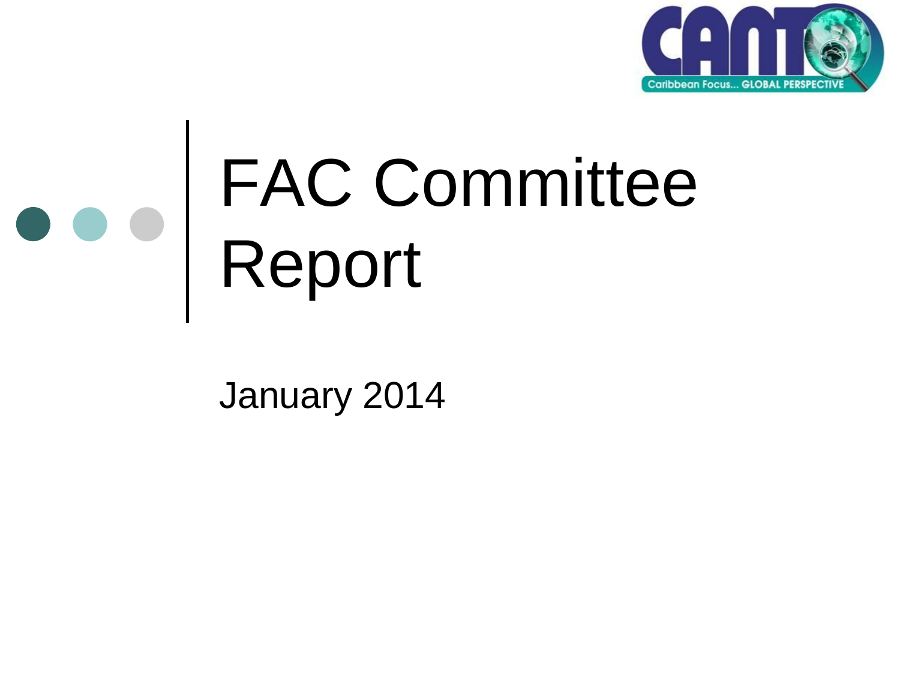# FAC Committee Report

January 2014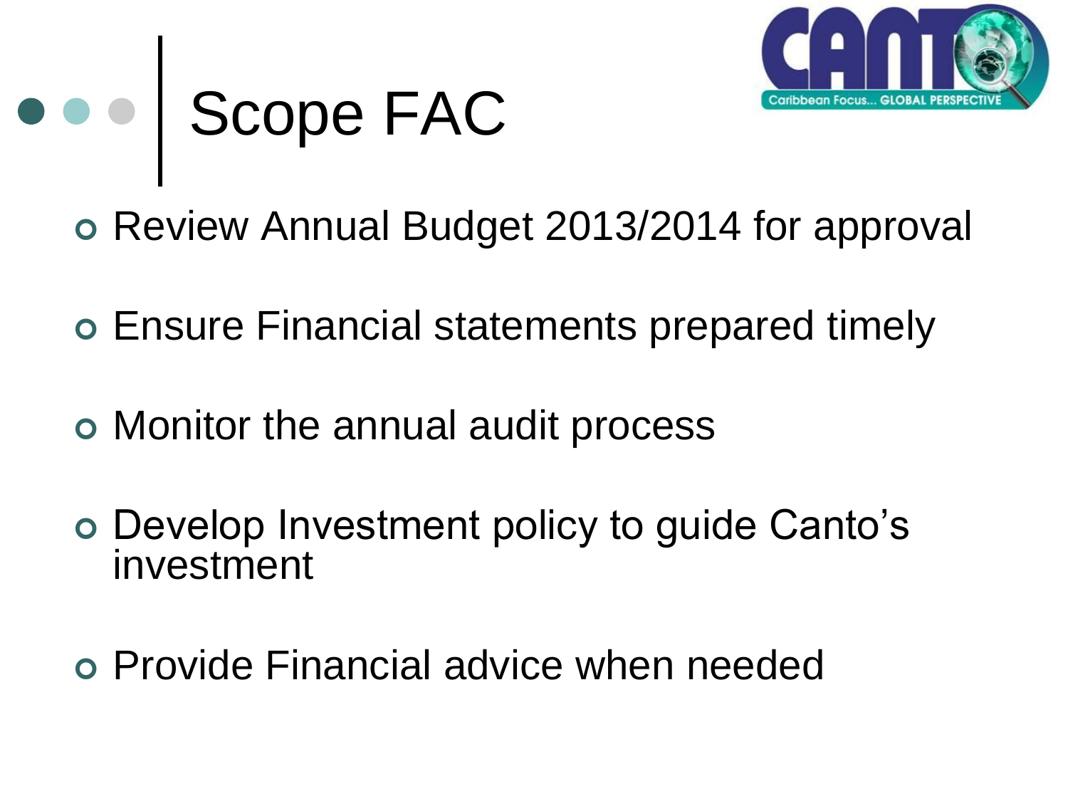# Scope FAC

- Review Annual Budget 2013/2014 for approval
- Ensure Financial statements prepared timely
- Monitor the annual audit process
- Develop Investment policy to guide Canto's investment
- Provide Financial advice when needed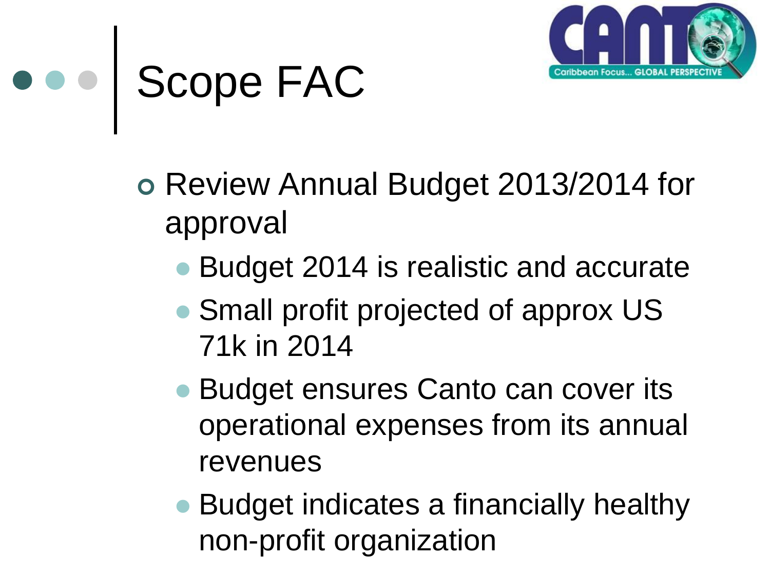# Scope FAC

- Review Annual Budget 2013/2014 for approval
  - Budget 2014 is realistic and accurate
  - Small profit projected of approx US 71k in 2014
  - Budget ensures Canto can cover its operational expenses from its annual revenues
  - Budget indicates a financially healthy non-profit organization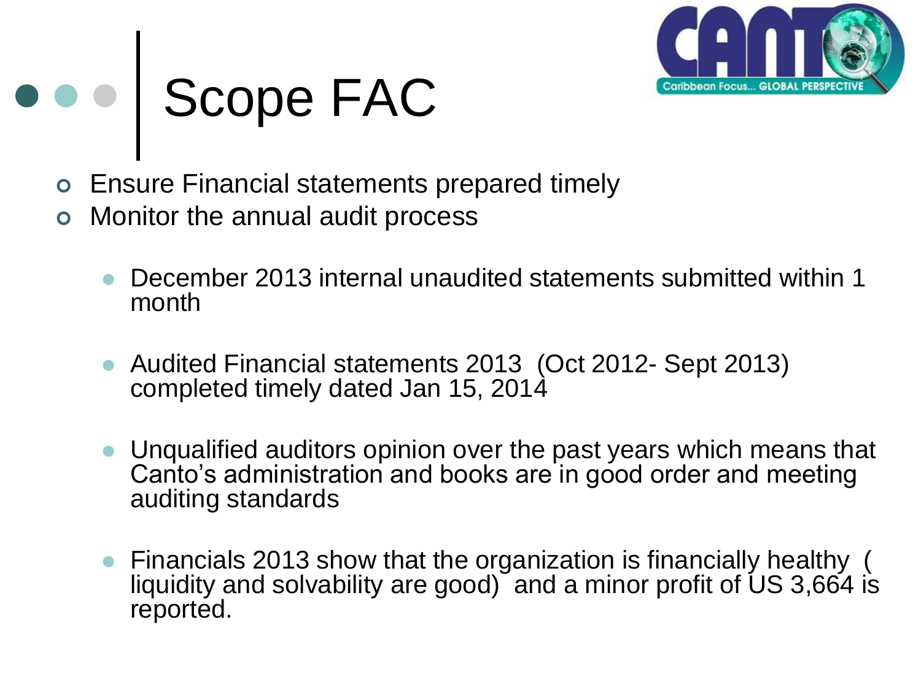# Scope FAC

- Ensure Financial statements prepared timely
- Monitor the annual audit process
  - December 2013 internal unaudited statements submitted within 1 month
  - Audited Financial statements 2013 (Oct 2012- Sept 2013) completed timely dated Jan 15, 2014
  - Unqualified auditors opinion over the past years which means that Canto's administration and books are in good order and meeting auditing standards
  - Financials 2013 show that the organization is financially healthy ( liquidity and solvability are good) and a minor profit of US 3,664 is reported.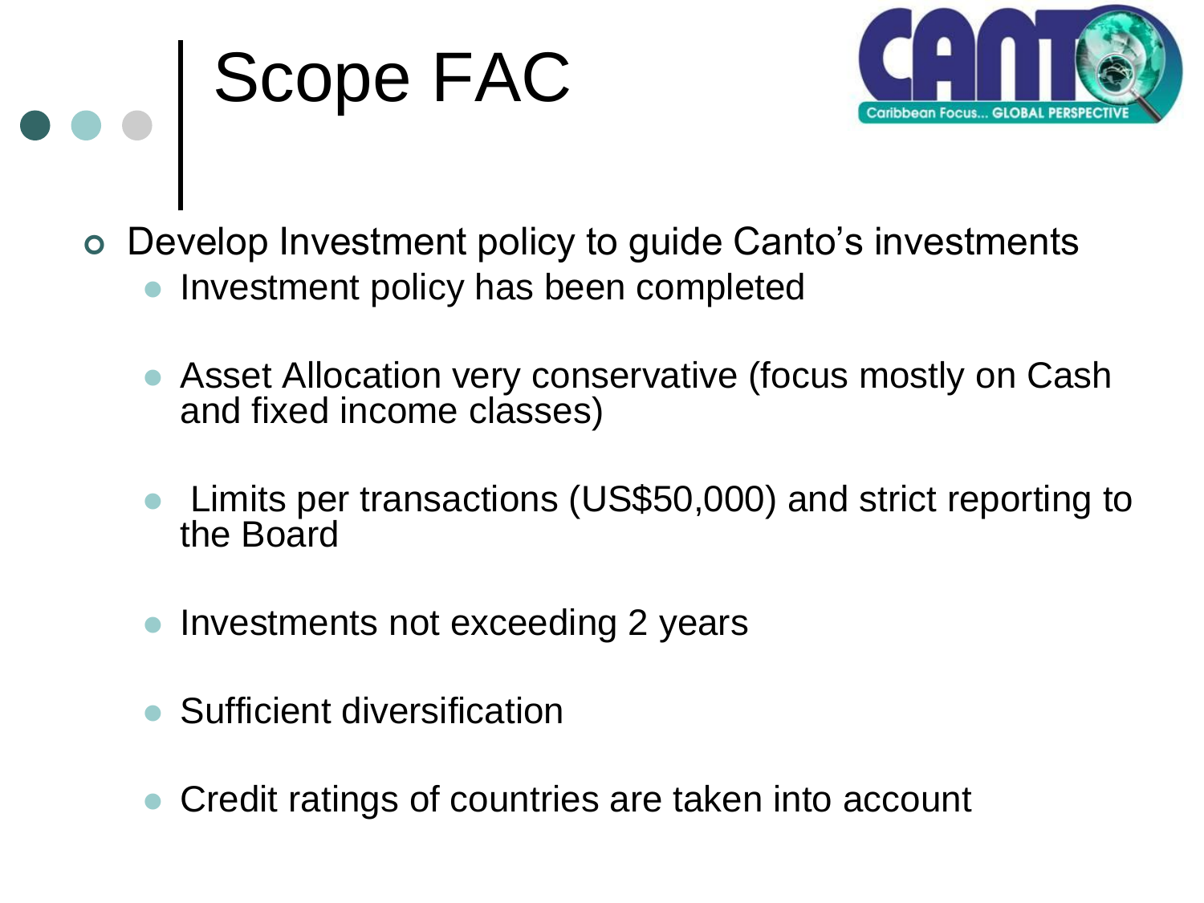# Scope FAC

- Develop Investment policy to guide Canto's investments
  - Investment policy has been completed
  - Asset Allocation very conservative (focus mostly on Cash and fixed income classes)
  - Limits per transactions (US$50,000) and strict reporting to the Board
  - Investments not exceeding 2 years
  - Sufficient diversification
  - Credit ratings of countries are taken into account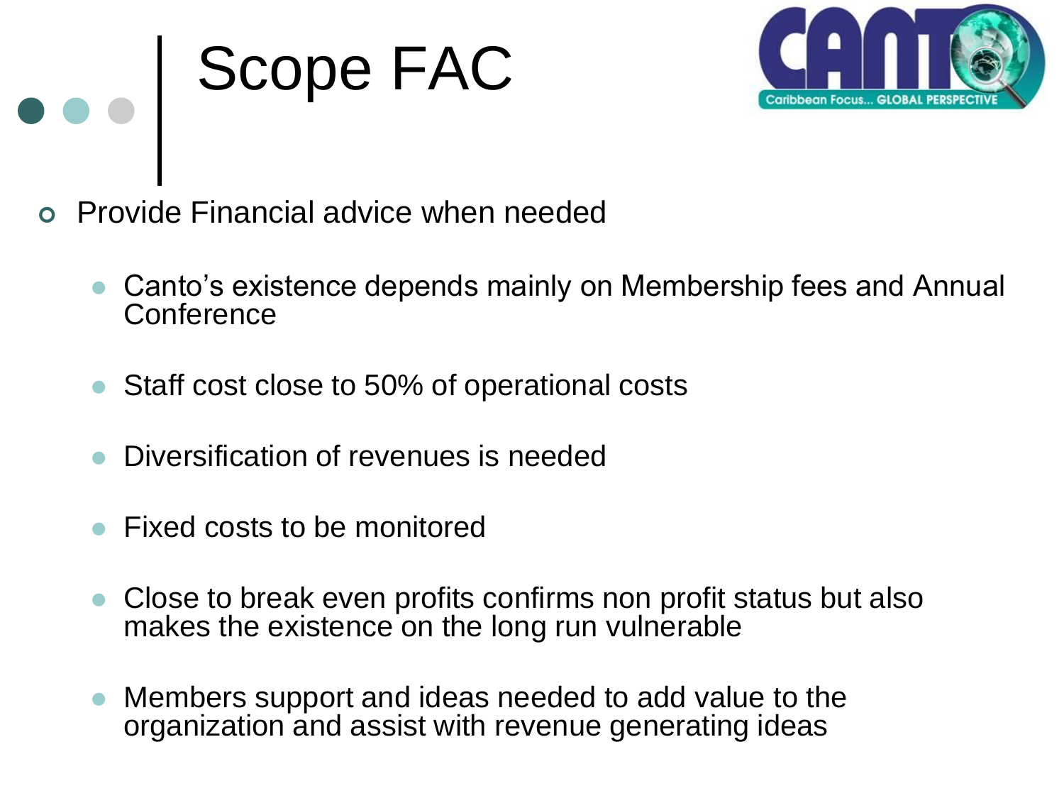# Scope FAC

- Provide Financial advice when needed
  - Canto's existence depends mainly on Membership fees and Annual Conference
  - Staff cost close to 50% of operational costs
  - Diversification of revenues is needed
  - Fixed costs to be monitored
  - Close to break even profits confirms non profit status but also makes the existence on the long run vulnerable
  - Members support and ideas needed to add value to the organization and assist with revenue generating ideas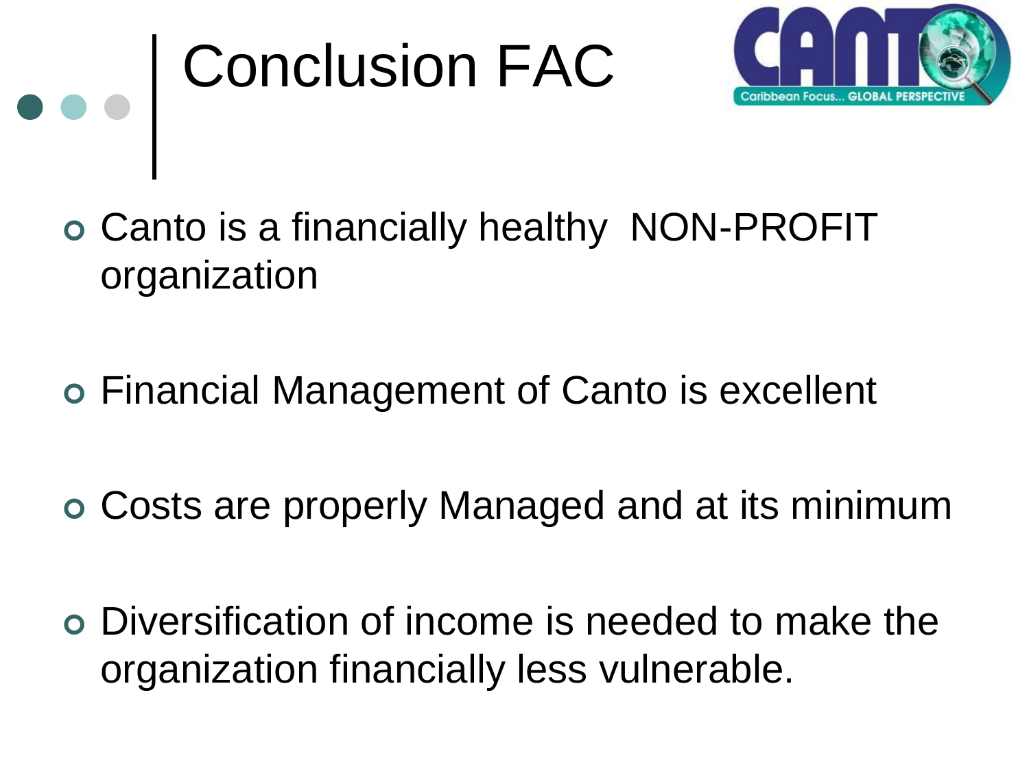# Conclusion FAC

- Canto is a financially healthy NON-PROFIT organization
- Financial Management of Canto is excellent
- Costs are properly Managed and at its minimum
- Diversification of income is needed to make the organization financially less vulnerable.